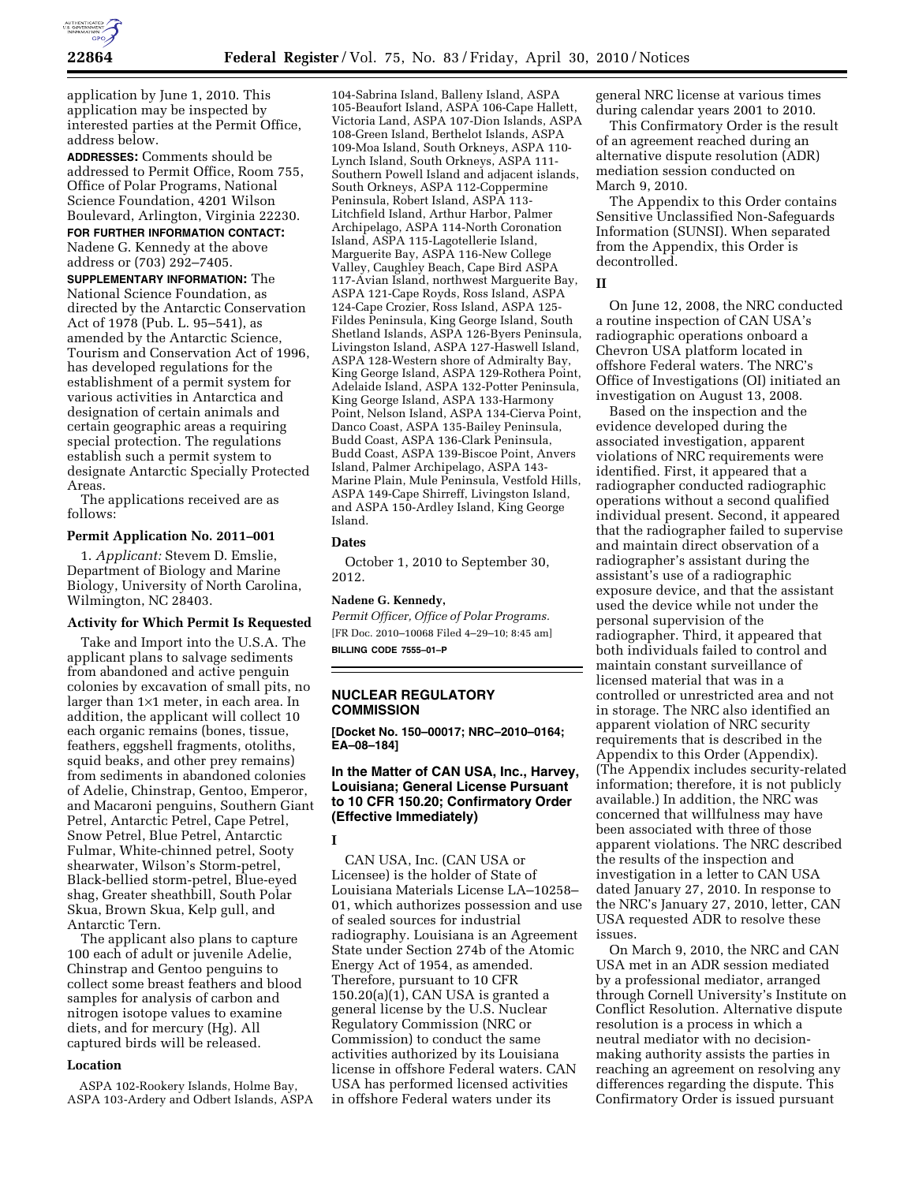application by June 1, 2010. This application may be inspected by interested parties at the Permit Office, address below.

**ADDRESSES:** Comments should be addressed to Permit Office, Room 755, Office of Polar Programs, National Science Foundation, 4201 Wilson Boulevard, Arlington, Virginia 22230.

**FOR FURTHER INFORMATION CONTACT:** Nadene G. Kennedy at the above address or (703) 292–7405.

**SUPPLEMENTARY INFORMATION:** The National Science Foundation, as directed by the Antarctic Conservation Act of 1978 (Pub. L. 95–541), as amended by the Antarctic Science, Tourism and Conservation Act of 1996, has developed regulations for the establishment of a permit system for various activities in Antarctica and designation of certain animals and certain geographic areas a requiring special protection. The regulations establish such a permit system to designate Antarctic Specially Protected Areas.

The applications received are as follows:

### Permit Application No. 2011–001

1. *Applicant:* Stevem D. Emslie, Department of Biology and Marine Biology, University of North Carolina, Wilmington, NC 28403.

### Activity for Which Permit Is Requested

Take and Import into the U.S.A. The applicant plans to salvage sediments from abandoned and active penguin colonies by excavation of small pits, no larger than 1×1 meter, in each area. In addition, the applicant will collect 10 each organic remains (bones, tissue, feathers, eggshell fragments, otoliths, squid beaks, and other prey remains) from sediments in abandoned colonies of Adelie, Chinstrap, Gentoo, Emperor, and Macaroni penguins, Southern Giant Petrel, Antarctic Petrel, Cape Petrel, Snow Petrel, Blue Petrel, Antarctic Fulmar, White-chinned petrel, Sooty shearwater, Wilson's Storm-petrel, Black-bellied storm-petrel, Blue-eyed shag, Greater sheathbill, South Polar Skua, Brown Skua, Kelp gull, and Antarctic Tern.

The applicant also plans to capture 100 each of adult or juvenile Adelie, Chinstrap and Gentoo penguins to collect some breast feathers and blood samples for analysis of carbon and nitrogen isotope values to examine diets, and for mercury (Hg). All captured birds will be released.

### Location

ASPA 102-Rookery Islands, Holme Bay, ASPA 103-Ardery and Odbert Islands, ASPA 104-Sabrina Island, Balleny Island, ASPA 105-Beaufort Island, ASPA 106-Cape Hallett, Victoria Land, ASPA 107-Dion Islands, ASPA 108-Green Island, Berthelot Islands, ASPA 109-Moa Island, South Orkneys, ASPA 110-Lynch Island, South Orkneys, ASPA 111-Southern Powell Island and adjacent islands, South Orkneys, ASPA 112-Coppermine Peninsula, Robert Island, ASPA 113-Litchfield Island, Arthur Harbor, Palmer Archipelago, ASPA 114-North Coronation Island, ASPA 115-Lagotellerie Island, Marguerite Bay, ASPA 116-New College Valley, Caughley Beach, Cape Bird ASPA 117-Avian Island, northwest Marguerite Bay, ASPA 121-Cape Royds, Ross Island, ASPA 124-Cape Crozier, Ross Island, ASPA 125-Fildes Peninsula, King George Island, South Shetland Islands, ASPA 126-Byers Peninsula, Livingston Island, ASPA 127-Haswell Island, ASPA 128-Western shore of Admiralty Bay, King George Island, ASPA 129-Rothera Point, Adelaide Island, ASPA 132-Potter Peninsula, King George Island, ASPA 133-Harmony Point, Nelson Island, ASPA 134-Cierva Point, Danco Coast, ASPA 135-Bailey Peninsula, Budd Coast, ASPA 136-Clark Peninsula, Budd Coast, ASPA 139-Biscoe Point, Anvers Island, Palmer Archipelago, ASPA 143-Marine Plain, Mule Peninsula, Vestfold Hills, ASPA 149-Cape Shirreff, Livingston Island, and ASPA 150-Ardley Island, King George Island.

### Dates

October 1, 2010 to September 30, 2012.

**Nadene G. Kennedy,**

*Permit Officer, Office of Polar Programs.*

[FR Doc. 2010–10068 Filed 4–29–10; 8:45 am]

**BILLING CODE 7555–01–P**

## NUCLEAR REGULATORY COMMISSION

**[Docket No. 150–00017; NRC–2010–0164; EA–08–184]**

## In the Matter of CAN USA, Inc., Harvey, Louisiana; General License Pursuant to 10 CFR 150.20; Confirmatory Order (Effective Immediately)

### I

CAN USA, Inc. (CAN USA or Licensee) is the holder of State of Louisiana Materials License LA–10258–01, which authorizes possession and use of sealed sources for industrial radiography. Louisiana is an Agreement State under Section 274b of the Atomic Energy Act of 1954, as amended. Therefore, pursuant to 10 CFR 150.20(a)(1), CAN USA is granted a general license by the U.S. Nuclear Regulatory Commission (NRC or Commission) to conduct the same activities authorized by its Louisiana license in offshore Federal waters. CAN USA has performed licensed activities in offshore Federal waters under its general NRC license at various times during calendar years 2001 to 2010.

This Confirmatory Order is the result of an agreement reached during an alternative dispute resolution (ADR) mediation session conducted on March 9, 2010.

The Appendix to this Order contains Sensitive Unclassified Non-Safeguards Information (SUNSI). When separated from the Appendix, this Order is decontrolled.

### II

On June 12, 2008, the NRC conducted a routine inspection of CAN USA's radiographic operations onboard a Chevron USA platform located in offshore Federal waters. The NRC's Office of Investigations (OI) initiated an investigation on August 13, 2008.

Based on the inspection and the evidence developed during the associated investigation, apparent violations of NRC requirements were identified. First, it appeared that a radiographer conducted radiographic operations without a second qualified individual present. Second, it appeared that the radiographer failed to supervise and maintain direct observation of a radiographer's assistant during the assistant's use of a radiographic exposure device, and that the assistant used the device while not under the personal supervision of the radiographer. Third, it appeared that both individuals failed to control and maintain constant surveillance of licensed material that was in a controlled or unrestricted area and not in storage. The NRC also identified an apparent violation of NRC security requirements that is described in the Appendix to this Order (Appendix). (The Appendix includes security-related information; therefore, it is not publicly available.) In addition, the NRC was concerned that willfulness may have been associated with three of those apparent violations. The NRC described the results of the inspection and investigation in a letter to CAN USA dated January 27, 2010. In response to the NRC's January 27, 2010, letter, CAN USA requested ADR to resolve these issues.

On March 9, 2010, the NRC and CAN USA met in an ADR session mediated by a professional mediator, arranged through Cornell University's Institute on Conflict Resolution. Alternative dispute resolution is a process in which a neutral mediator with no decision-making authority assists the parties in reaching an agreement on resolving any differences regarding the dispute. This Confirmatory Order is issued pursuant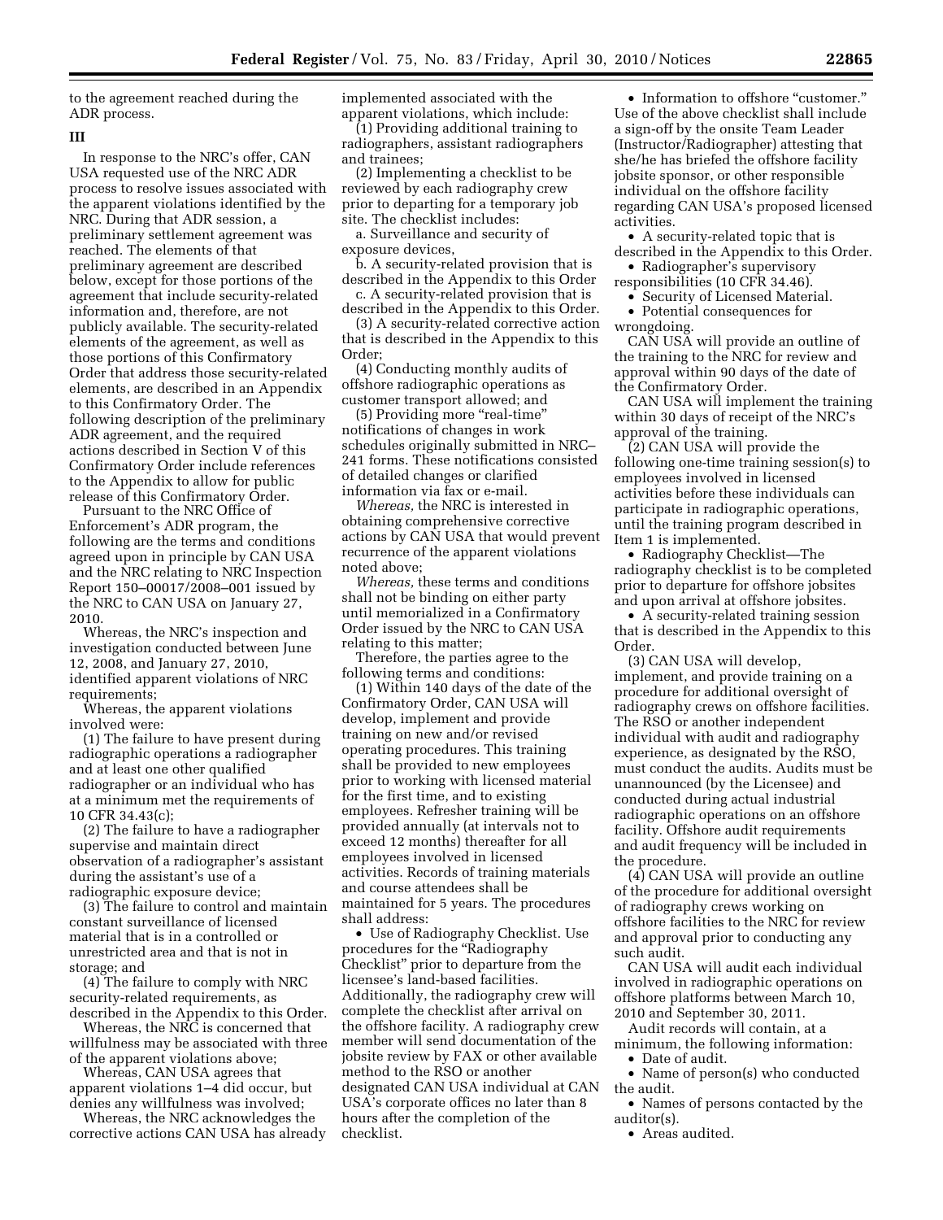to the agreement reached during the ADR process.

## III

In response to the NRC's offer, CAN USA requested use of the NRC ADR process to resolve issues associated with the apparent violations identified by the NRC. During that ADR session, a preliminary settlement agreement was reached. The elements of that preliminary agreement are described below, except for those portions of the agreement that include security-related information and, therefore, are not publicly available. The security-related elements of the agreement, as well as those portions of this Confirmatory Order that address those security-related elements, are described in an Appendix to this Confirmatory Order. The following description of the preliminary ADR agreement, and the required actions described in Section V of this Confirmatory Order include references to the Appendix to allow for public release of this Confirmatory Order.

Pursuant to the NRC Office of Enforcement's ADR program, the following are the terms and conditions agreed upon in principle by CAN USA and the NRC relating to NRC Inspection Report 150–00017/2008–001 issued by the NRC to CAN USA on January 27, 2010.

Whereas, the NRC's inspection and investigation conducted between June 12, 2008, and January 27, 2010, identified apparent violations of NRC requirements;

Whereas, the apparent violations involved were:

(1) The failure to have present during radiographic operations a radiographer and at least one other qualified radiographer or an individual who has at a minimum met the requirements of 10 CFR 34.43(c);

(2) The failure to have a radiographer supervise and maintain direct observation of a radiographer's assistant during the assistant's use of a radiographic exposure device;

(3) The failure to control and maintain constant surveillance of licensed material that is in a controlled or unrestricted area and that is not in storage; and

(4) The failure to comply with NRC security-related requirements, as described in the Appendix to this Order.

Whereas, the NRC is concerned that willfulness may be associated with three of the apparent violations above;

Whereas, CAN USA agrees that apparent violations 1–4 did occur, but denies any willfulness was involved;

Whereas, the NRC acknowledges the corrective actions CAN USA has already implemented associated with the apparent violations, which include:

(1) Providing additional training to radiographers, assistant radiographers and trainees;

(2) Implementing a checklist to be reviewed by each radiography crew prior to departing for a temporary job site. The checklist includes:

a. Surveillance and security of exposure devices,

b. A security-related provision that is described in the Appendix to this Order

c. A security-related provision that is described in the Appendix to this Order.

(3) A security-related corrective action that is described in the Appendix to this Order;

(4) Conducting monthly audits of offshore radiographic operations as customer transport allowed; and

(5) Providing more "real-time" notifications of changes in work schedules originally submitted in NRC–241 forms. These notifications consisted of detailed changes or clarified information via fax or e-mail.

*Whereas,* the NRC is interested in obtaining comprehensive corrective actions by CAN USA that would prevent recurrence of the apparent violations noted above;

*Whereas,* these terms and conditions shall not be binding on either party until memorialized in a Confirmatory Order issued by the NRC to CAN USA relating to this matter;

Therefore, the parties agree to the following terms and conditions:

(1) Within 140 days of the date of the Confirmatory Order, CAN USA will develop, implement and provide training on new and/or revised operating procedures. This training shall be provided to new employees prior to working with licensed material for the first time, and to existing employees. Refresher training will be provided annually (at intervals not to exceed 12 months) thereafter for all employees involved in licensed activities. Records of training materials and course attendees shall be maintained for 5 years. The procedures shall address:

- Use of Radiography Checklist. Use procedures for the "Radiography Checklist" prior to departure from the licensee's land-based facilities. Additionally, the radiography crew will complete the checklist after arrival on the offshore facility. A radiography crew member will send documentation of the jobsite review by FAX or other available method to the RSO or another designated CAN USA individual at CAN USA's corporate offices no later than 8 hours after the completion of the checklist.
- Information to offshore "customer." Use of the above checklist shall include a sign-off by the onsite Team Leader (Instructor/Radiographer) attesting that she/he has briefed the offshore facility jobsite sponsor, or other responsible individual on the offshore facility regarding CAN USA's proposed licensed activities.
- A security-related topic that is described in the Appendix to this Order.
- Radiographer's supervisory responsibilities (10 CFR 34.46).
- Security of Licensed Material.
- Potential consequences for wrongdoing.

CAN USA will provide an outline of the training to the NRC for review and approval within 90 days of the date of the Confirmatory Order.

CAN USA will implement the training within 30 days of receipt of the NRC's approval of the training.

(2) CAN USA will provide the following one-time training session(s) to employees involved in licensed activities before these individuals can participate in radiographic operations, until the training program described in Item 1 is implemented.

- Radiography Checklist—The radiography checklist is to be completed prior to departure for offshore jobsites and upon arrival at offshore jobsites.
- A security-related training session that is described in the Appendix to this Order.

(3) CAN USA will develop, implement, and provide training on a procedure for additional oversight of radiography crews on offshore facilities. The RSO or another independent individual with audit and radiography experience, as designated by the RSO, must conduct the audits. Audits must be unannounced (by the Licensee) and conducted during actual industrial radiographic operations on an offshore facility. Offshore audit requirements and audit frequency will be included in the procedure.

(4) CAN USA will provide an outline of the procedure for additional oversight of radiography crews working on offshore facilities to the NRC for review and approval prior to conducting any such audit.

CAN USA will audit each individual involved in radiographic operations on offshore platforms between March 10, 2010 and September 30, 2011.

Audit records will contain, at a minimum, the following information:

- Date of audit.
- Name of person(s) who conducted the audit.
- Names of persons contacted by the auditor(s).
- Areas audited.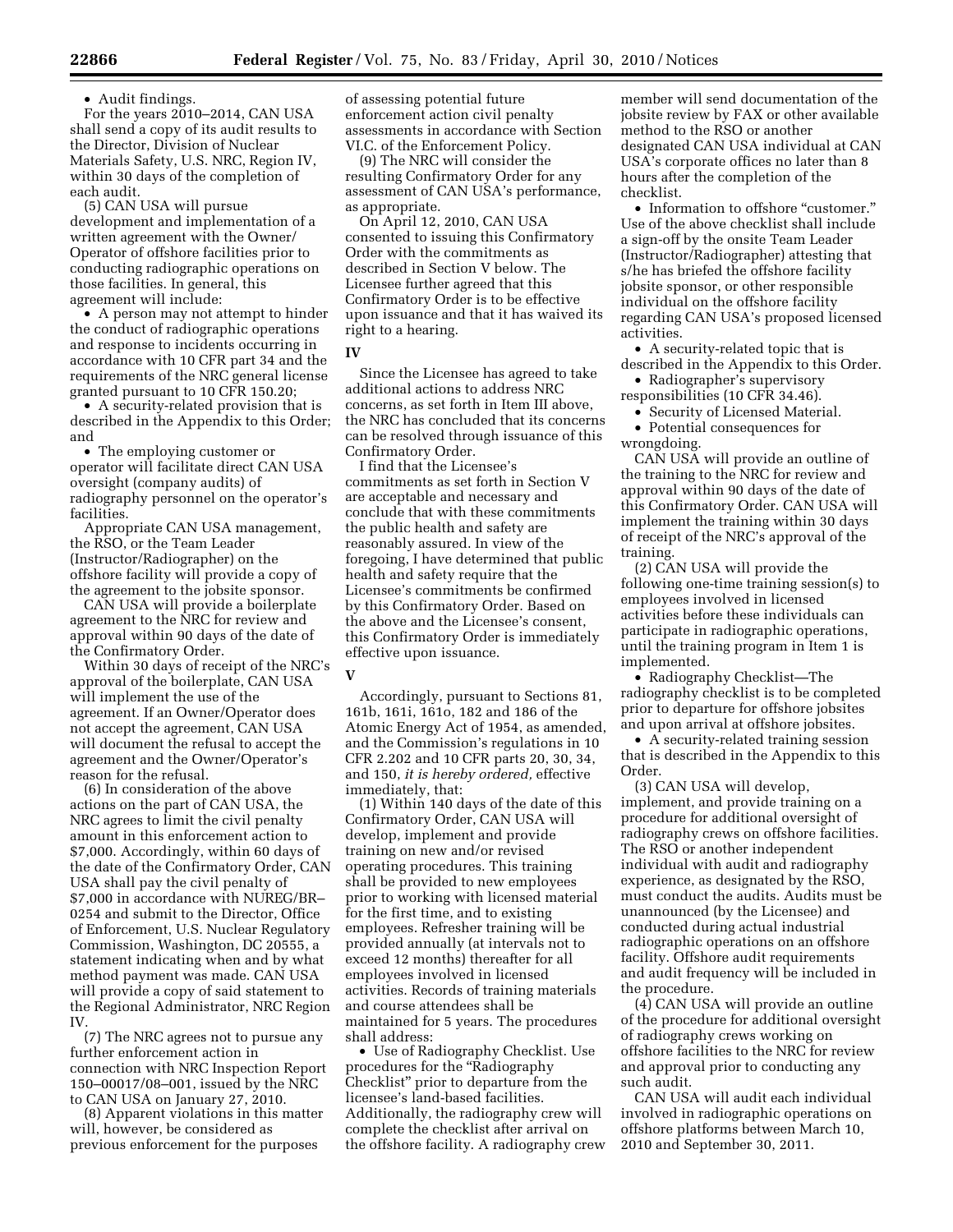• Audit findings.

For the years 2010–2014, CAN USA shall send a copy of its audit results to the Director, Division of Nuclear Materials Safety, U.S. NRC, Region IV, within 30 days of the completion of each audit.

(5) CAN USA will pursue development and implementation of a written agreement with the Owner/Operator of offshore facilities prior to conducting radiographic operations on those facilities. In general, this agreement will include:

• A person may not attempt to hinder the conduct of radiographic operations and response to incidents occurring in accordance with 10 CFR part 34 and the requirements of the NRC general license granted pursuant to 10 CFR 150.20;

• A security-related provision that is described in the Appendix to this Order; and

• The employing customer or operator will facilitate direct CAN USA oversight (company audits) of radiography personnel on the operator's facilities.

Appropriate CAN USA management, the RSO, or the Team Leader (Instructor/Radiographer) on the offshore facility will provide a copy of the agreement to the jobsite sponsor.

CAN USA will provide a boilerplate agreement to the NRC for review and approval within 90 days of the date of the Confirmatory Order.

Within 30 days of receipt of the NRC's approval of the boilerplate, CAN USA will implement the use of the agreement. If an Owner/Operator does not accept the agreement, CAN USA will document the refusal to accept the agreement and the Owner/Operator's reason for the refusal.

(6) In consideration of the above actions on the part of CAN USA, the NRC agrees to limit the civil penalty amount in this enforcement action to $7,000. Accordingly, within 60 days of the date of the Confirmatory Order, CAN USA shall pay the civil penalty of $7,000 in accordance with NUREG/BR–0254 and submit to the Director, Office of Enforcement, U.S. Nuclear Regulatory Commission, Washington, DC 20555, a statement indicating when and by what method payment was made. CAN USA will provide a copy of said statement to the Regional Administrator, NRC Region IV.

(7) The NRC agrees not to pursue any further enforcement action in connection with NRC Inspection Report 150–00017/08–001, issued by the NRC to CAN USA on January 27, 2010.

(8) Apparent violations in this matter will, however, be considered as previous enforcement for the purposes of assessing potential future enforcement action civil penalty assessments in accordance with Section VI.C. of the Enforcement Policy.

(9) The NRC will consider the resulting Confirmatory Order for any assessment of CAN USA's performance, as appropriate.

On April 12, 2010, CAN USA consented to issuing this Confirmatory Order with the commitments as described in Section V below. The Licensee further agreed that this Confirmatory Order is to be effective upon issuance and that it has waived its right to a hearing.

## IV

Since the Licensee has agreed to take additional actions to address NRC concerns, as set forth in Item III above, the NRC has concluded that its concerns can be resolved through issuance of this Confirmatory Order.

I find that the Licensee's commitments as set forth in Section V are acceptable and necessary and conclude that with these commitments the public health and safety are reasonably assured. In view of the foregoing, I have determined that public health and safety require that the Licensee's commitments be confirmed by this Confirmatory Order. Based on the above and the Licensee's consent, this Confirmatory Order is immediately effective upon issuance.

## V

Accordingly, pursuant to Sections 81, 161b, 161i, 161o, 182 and 186 of the Atomic Energy Act of 1954, as amended, and the Commission's regulations in 10 CFR 2.202 and 10 CFR parts 20, 30, 34, and 150, *it is hereby ordered,* effective immediately, that:

(1) Within 140 days of the date of this Confirmatory Order, CAN USA will develop, implement and provide training on new and/or revised operating procedures. This training shall be provided to new employees prior to working with licensed material for the first time, and to existing employees. Refresher training will be provided annually (at intervals not to exceed 12 months) thereafter for all employees involved in licensed activities. Records of training materials and course attendees shall be maintained for 5 years. The procedures shall address:

• Use of Radiography Checklist. Use procedures for the "Radiography Checklist" prior to departure from the licensee's land-based facilities. Additionally, the radiography crew will complete the checklist after arrival on the offshore facility. A radiography crew member will send documentation of the jobsite review by FAX or other available method to the RSO or another designated CAN USA individual at CAN USA's corporate offices no later than 8 hours after the completion of the checklist.

• Information to offshore "customer." Use of the above checklist shall include a sign-off by the onsite Team Leader (Instructor/Radiographer) attesting that s/he has briefed the offshore facility jobsite sponsor, or other responsible individual on the offshore facility regarding CAN USA's proposed licensed activities.

• A security-related topic that is described in the Appendix to this Order.

• Radiographer's supervisory responsibilities (10 CFR 34.46).

• Security of Licensed Material.

• Potential consequences for wrongdoing.

CAN USA will provide an outline of the training to the NRC for review and approval within 90 days of the date of this Confirmatory Order. CAN USA will implement the training within 30 days of receipt of the NRC's approval of the training.

(2) CAN USA will provide the following one-time training session(s) to employees involved in licensed activities before these individuals can participate in radiographic operations, until the training program in Item 1 is implemented.

• Radiography Checklist—The radiography checklist is to be completed prior to departure for offshore jobsites and upon arrival at offshore jobsites.

• A security-related training session that is described in the Appendix to this Order.

(3) CAN USA will develop, implement, and provide training on a procedure for additional oversight of radiography crews on offshore facilities. The RSO or another independent individual with audit and radiography experience, as designated by the RSO, must conduct the audits. Audits must be unannounced (by the Licensee) and conducted during actual industrial radiographic operations on an offshore facility. Offshore audit requirements and audit frequency will be included in the procedure.

(4) CAN USA will provide an outline of the procedure for additional oversight of radiography crews working on offshore facilities to the NRC for review and approval prior to conducting any such audit.

CAN USA will audit each individual involved in radiographic operations on offshore platforms between March 10, 2010 and September 30, 2011.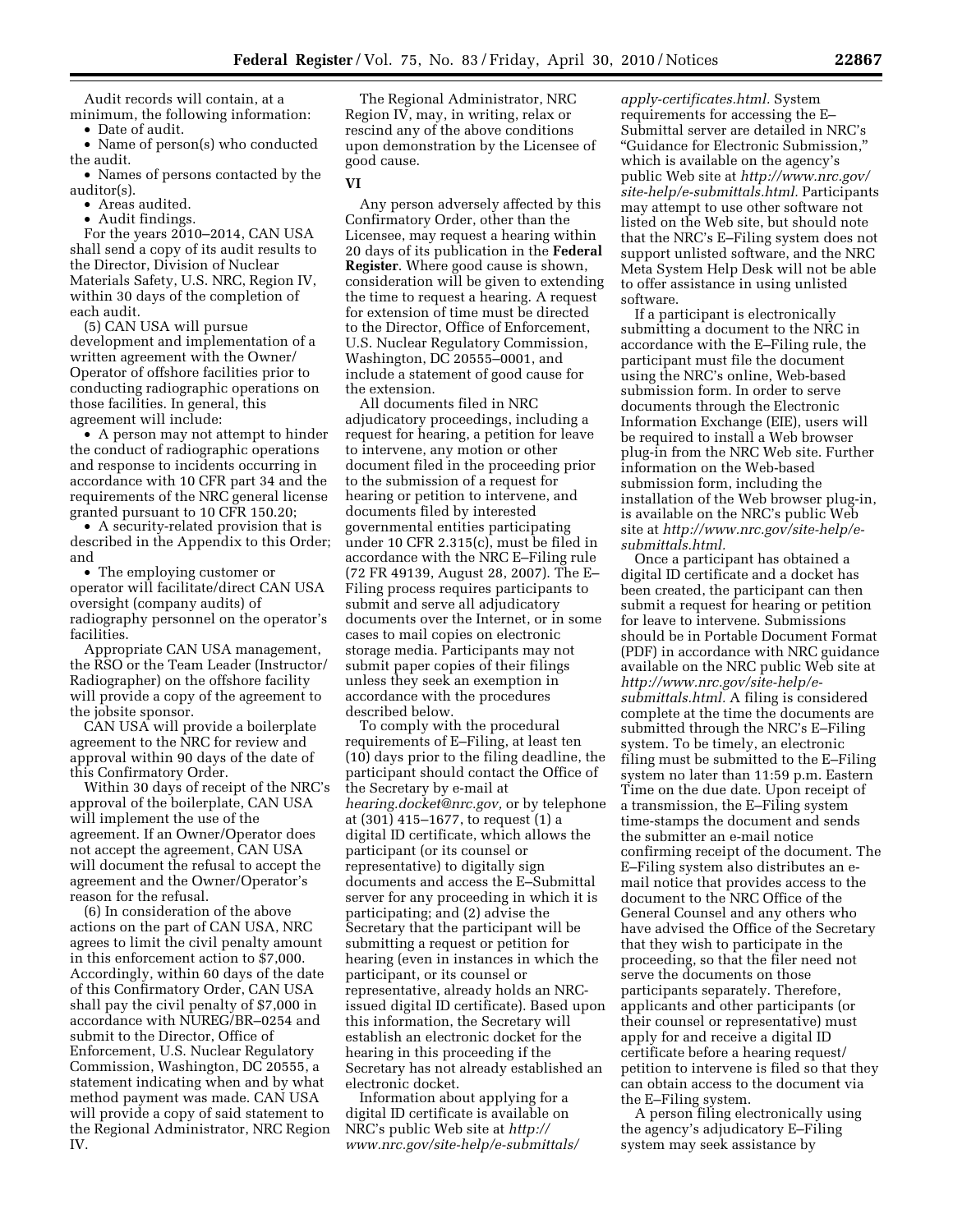Audit records will contain, at a minimum, the following information:

- Date of audit.
- Name of person(s) who conducted the audit.
- Names of persons contacted by the auditor(s).
- Areas audited.
- Audit findings.

For the years 2010–2014, CAN USA shall send a copy of its audit results to the Director, Division of Nuclear Materials Safety, U.S. NRC, Region IV, within 30 days of the completion of each audit.

(5) CAN USA will pursue development and implementation of a written agreement with the Owner/Operator of offshore facilities prior to conducting radiographic operations on those facilities. In general, this agreement will include:

- A person may not attempt to hinder the conduct of radiographic operations and response to incidents occurring in accordance with 10 CFR part 34 and the requirements of the NRC general license granted pursuant to 10 CFR 150.20;
- A security-related provision that is described in the Appendix to this Order; and
- The employing customer or operator will facilitate/direct CAN USA oversight (company audits) of radiography personnel on the operator's facilities.

Appropriate CAN USA management, the RSO or the Team Leader (Instructor/Radiographer) on the offshore facility will provide a copy of the agreement to the jobsite sponsor.

CAN USA will provide a boilerplate agreement to the NRC for review and approval within 90 days of the date of this Confirmatory Order.

Within 30 days of receipt of the NRC's approval of the boilerplate, CAN USA will implement the use of the agreement. If an Owner/Operator does not accept the agreement, CAN USA will document the refusal to accept the agreement and the Owner/Operator's reason for the refusal.

(6) In consideration of the above actions on the part of CAN USA, NRC agrees to limit the civil penalty amount in this enforcement action to $7,000. Accordingly, within 60 days of the date of this Confirmatory Order, CAN USA shall pay the civil penalty of $7,000 in accordance with NUREG/BR–0254 and submit to the Director, Office of Enforcement, U.S. Nuclear Regulatory Commission, Washington, DC 20555, a statement indicating when and by what method payment was made. CAN USA will provide a copy of said statement to the Regional Administrator, NRC Region IV.

The Regional Administrator, NRC Region IV, may, in writing, relax or rescind any of the above conditions upon demonstration by the Licensee of good cause.

## VI

Any person adversely affected by this Confirmatory Order, other than the Licensee, may request a hearing within 20 days of its publication in the **Federal Register**. Where good cause is shown, consideration will be given to extending the time to request a hearing. A request for extension of time must be directed to the Director, Office of Enforcement, U.S. Nuclear Regulatory Commission, Washington, DC 20555–0001, and include a statement of good cause for the extension.

All documents filed in NRC adjudicatory proceedings, including a request for hearing, a petition for leave to intervene, any motion or other document filed in the proceeding prior to the submission of a request for hearing or petition to intervene, and documents filed by interested governmental entities participating under 10 CFR 2.315(c), must be filed in accordance with the NRC E–Filing rule (72 FR 49139, August 28, 2007). The E–Filing process requires participants to submit and serve all adjudicatory documents over the Internet, or in some cases to mail copies on electronic storage media. Participants may not submit paper copies of their filings unless they seek an exemption in accordance with the procedures described below.

To comply with the procedural requirements of E–Filing, at least ten (10) days prior to the filing deadline, the participant should contact the Office of the Secretary by e-mail at *hearing.docket@nrc.gov,* or by telephone at (301) 415–1677, to request (1) a digital ID certificate, which allows the participant (or its counsel or representative) to digitally sign documents and access the E–Submittal server for any proceeding in which it is participating; and (2) advise the Secretary that the participant will be submitting a request or petition for hearing (even in instances in which the participant, or its counsel or representative, already holds an NRC-issued digital ID certificate). Based upon this information, the Secretary will establish an electronic docket for the hearing in this proceeding if the Secretary has not already established an electronic docket.

Information about applying for a digital ID certificate is available on NRC's public Web site at *http://www.nrc.gov/site-help/e-submittals/apply-certificates.html.* System requirements for accessing the E–Submittal server are detailed in NRC's "Guidance for Electronic Submission," which is available on the agency's public Web site at *http://www.nrc.gov/site-help/e-submittals.html.* Participants may attempt to use other software not listed on the Web site, but should note that the NRC's E–Filing system does not support unlisted software, and the NRC Meta System Help Desk will not be able to offer assistance in using unlisted software.

If a participant is electronically submitting a document to the NRC in accordance with the E–Filing rule, the participant must file the document using the NRC's online, Web-based submission form. In order to serve documents through the Electronic Information Exchange (EIE), users will be required to install a Web browser plug-in from the NRC Web site. Further information on the Web-based submission form, including the installation of the Web browser plug-in, is available on the NRC's public Web site at *http://www.nrc.gov/site-help/e-submittals.html.*

Once a participant has obtained a digital ID certificate and a docket has been created, the participant can then submit a request for hearing or petition for leave to intervene. Submissions should be in Portable Document Format (PDF) in accordance with NRC guidance available on the NRC public Web site at *http://www.nrc.gov/site-help/e-submittals.html.* A filing is considered complete at the time the documents are submitted through the NRC's E–Filing system. To be timely, an electronic filing must be submitted to the E–Filing system no later than 11:59 p.m. Eastern Time on the due date. Upon receipt of a transmission, the E–Filing system time-stamps the document and sends the submitter an e-mail notice confirming receipt of the document. The E–Filing system also distributes an e-mail notice that provides access to the document to the NRC Office of the General Counsel and any others who have advised the Office of the Secretary that they wish to participate in the proceeding, so that the filer need not serve the documents on those participants separately. Therefore, applicants and other participants (or their counsel or representative) must apply for and receive a digital ID certificate before a hearing request/petition to intervene is filed so that they can obtain access to the document via the E–Filing system.

A person filing electronically using the agency's adjudicatory E–Filing system may seek assistance by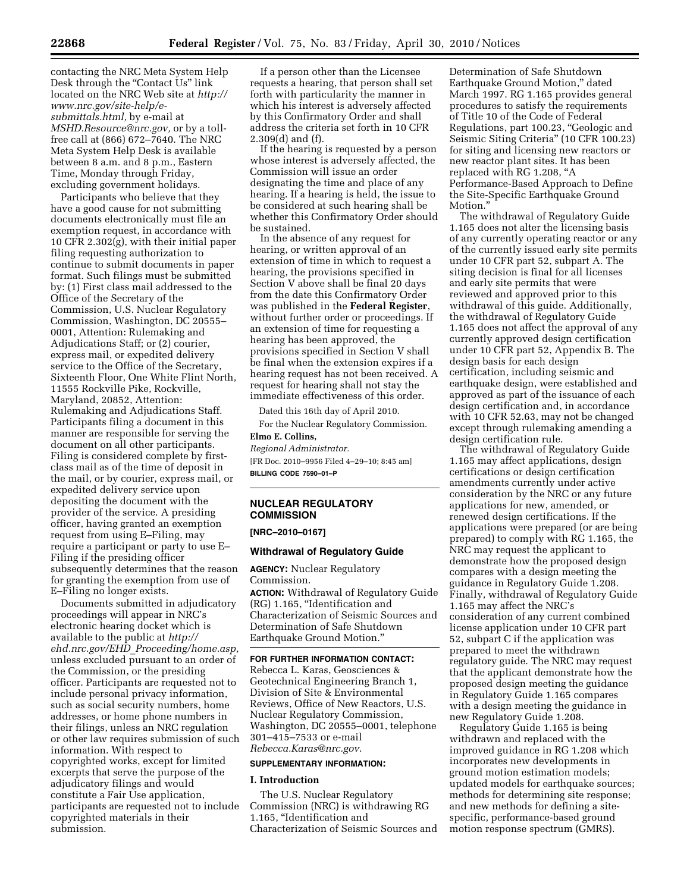contacting the NRC Meta System Help Desk through the "Contact Us" link located on the NRC Web site at *http://www.nrc.gov/site-help/e-submittals.html,* by e-mail at *MSHD.Resource@nrc.gov,* or by a toll-free call at (866) 672–7640. The NRC Meta System Help Desk is available between 8 a.m. and 8 p.m., Eastern Time, Monday through Friday, excluding government holidays.

Participants who believe that they have a good cause for not submitting documents electronically must file an exemption request, in accordance with 10 CFR 2.302(g), with their initial paper filing requesting authorization to continue to submit documents in paper format. Such filings must be submitted by: (1) First class mail addressed to the Office of the Secretary of the Commission, U.S. Nuclear Regulatory Commission, Washington, DC 20555–0001, Attention: Rulemaking and Adjudications Staff; or (2) courier, express mail, or expedited delivery service to the Office of the Secretary, Sixteenth Floor, One White Flint North, 11555 Rockville Pike, Rockville, Maryland, 20852, Attention: Rulemaking and Adjudications Staff. Participants filing a document in this manner are responsible for serving the document on all other participants. Filing is considered complete by first-class mail as of the time of deposit in the mail, or by courier, express mail, or expedited delivery service upon depositing the document with the provider of the service. A presiding officer, having granted an exemption request from using E–Filing, may require a participant or party to use E–Filing if the presiding officer subsequently determines that the reason for granting the exemption from use of E–Filing no longer exists.

Documents submitted in adjudicatory proceedings will appear in NRC's electronic hearing docket which is available to the public at *http://ehd.nrc.gov/EHD_Proceeding/home.asp,* unless excluded pursuant to an order of the Commission, or the presiding officer. Participants are requested not to include personal privacy information, such as social security numbers, home addresses, or home phone numbers in their filings, unless an NRC regulation or other law requires submission of such information. With respect to copyrighted works, except for limited excerpts that serve the purpose of the adjudicatory filings and would constitute a Fair Use application, participants are requested not to include copyrighted materials in their submission.

If a person other than the Licensee requests a hearing, that person shall set forth with particularity the manner in which his interest is adversely affected by this Confirmatory Order and shall address the criteria set forth in 10 CFR 2.309(d) and (f).

If the hearing is requested by a person whose interest is adversely affected, the Commission will issue an order designating the time and place of any hearing. If a hearing is held, the issue to be considered at such hearing shall be whether this Confirmatory Order should be sustained.

In the absence of any request for hearing, or written approval of an extension of time in which to request a hearing, the provisions specified in Section V above shall be final 20 days from the date this Confirmatory Order was published in the **Federal Register**, without further order or proceedings. If an extension of time for requesting a hearing has been approved, the provisions specified in Section V shall be final when the extension expires if a hearing request has not been received. A request for hearing shall not stay the immediate effectiveness of this order.

Dated this 16th day of April 2010.

For the Nuclear Regulatory Commission.

**Elmo E. Collins,**

*Regional Administrator.*

[FR Doc. 2010–9956 Filed 4–29–10; 8:45 am]

**BILLING CODE 7590–01–P**

---

## NUCLEAR REGULATORY COMMISSION

**[NRC–2010–0167]**

### Withdrawal of Regulatory Guide

**AGENCY:** Nuclear Regulatory Commission.

**ACTION:** Withdrawal of Regulatory Guide (RG) 1.165, "Identification and Characterization of Seismic Sources and Determination of Safe Shutdown Earthquake Ground Motion."

**FOR FURTHER INFORMATION CONTACT:** Rebecca L. Karas, Geosciences & Geotechnical Engineering Branch 1, Division of Site & Environmental Reviews, Office of New Reactors, U.S. Nuclear Regulatory Commission, Washington, DC 20555–0001, telephone 301–415–7533 or e-mail *Rebecca.Karas@nrc.gov.*

**SUPPLEMENTARY INFORMATION:**

#### I. Introduction

The U.S. Nuclear Regulatory Commission (NRC) is withdrawing RG 1.165, "Identification and Characterization of Seismic Sources and Determination of Safe Shutdown Earthquake Ground Motion," dated March 1997. RG 1.165 provides general procedures to satisfy the requirements of Title 10 of the Code of Federal Regulations, part 100.23, "Geologic and Seismic Siting Criteria" (10 CFR 100.23) for siting and licensing new reactors or new reactor plant sites. It has been replaced with RG 1.208, "A Performance-Based Approach to Define the Site-Specific Earthquake Ground Motion."

The withdrawal of Regulatory Guide 1.165 does not alter the licensing basis of any currently operating reactor or any of the currently issued early site permits under 10 CFR part 52, subpart A. The siting decision is final for all licenses and early site permits that were reviewed and approved prior to this withdrawal of this guide. Additionally, the withdrawal of Regulatory Guide 1.165 does not affect the approval of any currently approved design certification under 10 CFR part 52, Appendix B. The design basis for each design certification, including seismic and earthquake design, were established and approved as part of the issuance of each design certification and, in accordance with 10 CFR 52.63, may not be changed except through rulemaking amending a design certification rule.

The withdrawal of Regulatory Guide 1.165 may affect applications, design certifications or design certification amendments currently under active consideration by the NRC or any future applications for new, amended, or renewed design certifications. If the applications were prepared (or are being prepared) to comply with RG 1.165, the NRC may request the applicant to demonstrate how the proposed design compares with a design meeting the guidance in Regulatory Guide 1.208. Finally, withdrawal of Regulatory Guide 1.165 may affect the NRC's consideration of any current combined license application under 10 CFR part 52, subpart C if the application was prepared to meet the withdrawn regulatory guide. The NRC may request that the applicant demonstrate how the proposed design meeting the guidance in Regulatory Guide 1.165 compares with a design meeting the guidance in new Regulatory Guide 1.208.

Regulatory Guide 1.165 is being withdrawn and replaced with the improved guidance in RG 1.208 which incorporates new developments in ground motion estimation models; updated models for earthquake sources; methods for determining site response; and new methods for defining a site-specific, performance-based ground motion response spectrum (GMRS).